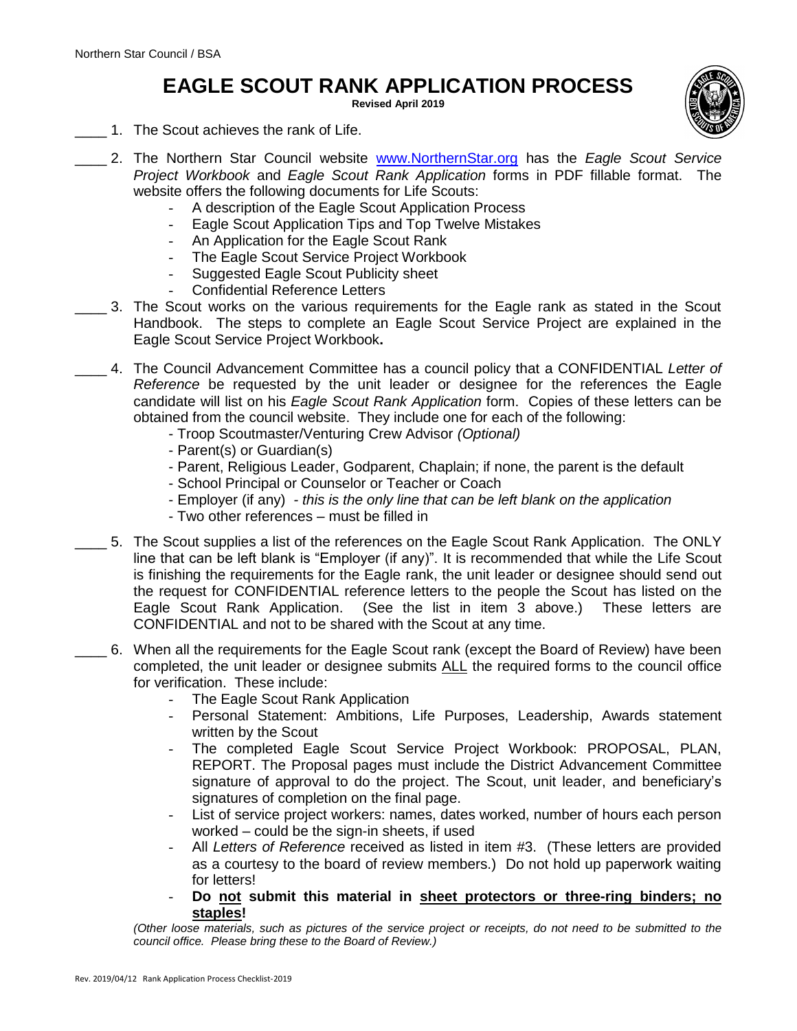Northern Star Council / BSA

# EAGLE SCOUT RANK APPLICATION PROCESS

**Revised April 2019**

____ 1. The Scout achieves the rank of Life.

____ 2. The Northern Star Council website www.NorthernStar.org has the *Eagle Scout Service Project Workbook* and *Eagle Scout Rank Application* forms in PDF fillable format. The website offers the following documents for Life Scouts:

- A description of the Eagle Scout Application Process
- Eagle Scout Application Tips and Top Twelve Mistakes
- An Application for the Eagle Scout Rank
- The Eagle Scout Service Project Workbook
- Suggested Eagle Scout Publicity sheet
- Confidential Reference Letters

____ 3. The Scout works on the various requirements for the Eagle rank as stated in the Scout Handbook. The steps to complete an Eagle Scout Service Project are explained in the Eagle Scout Service Project Workbook**.**

____ 4. The Council Advancement Committee has a council policy that a CONFIDENTIAL *Letter of Reference* be requested by the unit leader or designee for the references the Eagle candidate will list on his *Eagle Scout Rank Application* form. Copies of these letters can be obtained from the council website. They include one for each of the following:

- Troop Scoutmaster/Venturing Crew Advisor *(Optional)*
- Parent(s) or Guardian(s)
- Parent, Religious Leader, Godparent, Chaplain; if none, the parent is the default
- School Principal or Counselor or Teacher or Coach
- Employer (if any) - *this is the only line that can be left blank on the application*
- Two other references – must be filled in

____ 5. The Scout supplies a list of the references on the Eagle Scout Rank Application. The ONLY line that can be left blank is "Employer (if any)". It is recommended that while the Life Scout is finishing the requirements for the Eagle rank, the unit leader or designee should send out the request for CONFIDENTIAL reference letters to the people the Scout has listed on the Eagle Scout Rank Application. (See the list in item 3 above.) These letters are CONFIDENTIAL and not to be shared with the Scout at any time.

____ 6. When all the requirements for the Eagle Scout rank (except the Board of Review) have been completed, the unit leader or designee submits ALL the required forms to the council office for verification. These include:

- The Eagle Scout Rank Application
- Personal Statement: Ambitions, Life Purposes, Leadership, Awards statement written by the Scout
- The completed Eagle Scout Service Project Workbook: PROPOSAL, PLAN, REPORT. The Proposal pages must include the District Advancement Committee signature of approval to do the project. The Scout, unit leader, and beneficiary's signatures of completion on the final page.
- List of service project workers: names, dates worked, number of hours each person worked – could be the sign-in sheets, if used
- All *Letters of Reference* received as listed in item #3. (These letters are provided as a courtesy to the board of review members.) Do not hold up paperwork waiting for letters!
- **Do not submit this material in sheet protectors or three-ring binders; no staples!**

*(Other loose materials, such as pictures of the service project or receipts, do not need to be submitted to the council office. Please bring these to the Board of Review.)*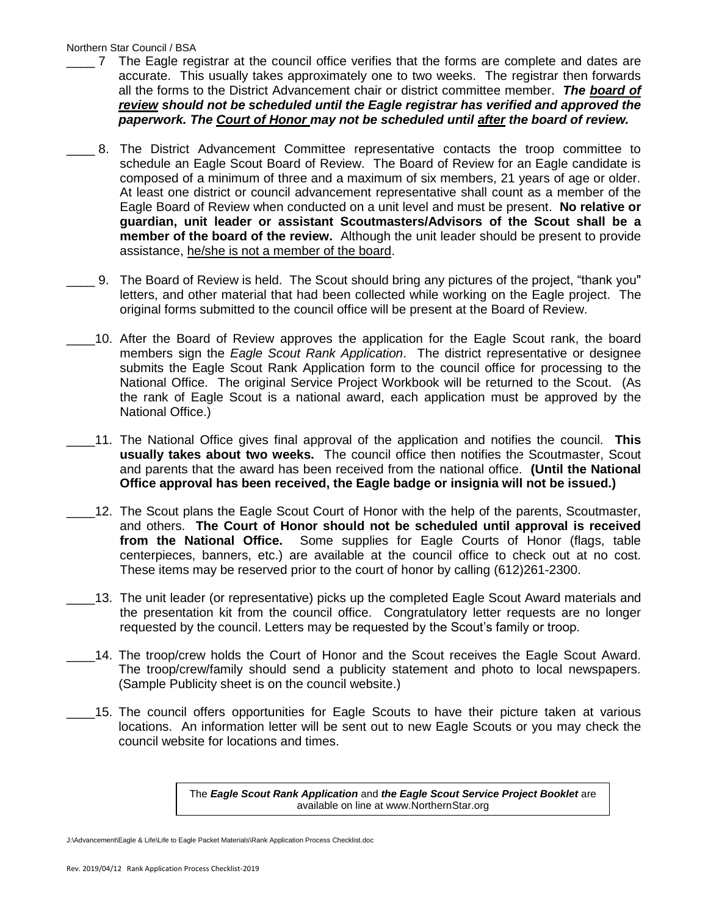\_\_\_\_ 7 The Eagle registrar at the council office verifies that the forms are complete and dates are accurate. This usually takes approximately one to two weeks. The registrar then forwards all the forms to the District Advancement chair or district committee member. ***The board of review should not be scheduled until the Eagle registrar has verified and approved the paperwork. The Court of Honor may not be scheduled until after the board of review.***

\_\_\_\_ 8. The District Advancement Committee representative contacts the troop committee to schedule an Eagle Scout Board of Review. The Board of Review for an Eagle candidate is composed of a minimum of three and a maximum of six members, 21 years of age or older. At least one district or council advancement representative shall count as a member of the Eagle Board of Review when conducted on a unit level and must be present. **No relative or guardian, unit leader or assistant Scoutmasters/Advisors of the Scout shall be a member of the board of the review.** Although the unit leader should be present to provide assistance, he/she is not a member of the board.

\_\_\_\_ 9. The Board of Review is held. The Scout should bring any pictures of the project, "thank you" letters, and other material that had been collected while working on the Eagle project. The original forms submitted to the council office will be present at the Board of Review.

\_\_\_\_10. After the Board of Review approves the application for the Eagle Scout rank, the board members sign the *Eagle Scout Rank Application*. The district representative or designee submits the Eagle Scout Rank Application form to the council office for processing to the National Office. The original Service Project Workbook will be returned to the Scout. (As the rank of Eagle Scout is a national award, each application must be approved by the National Office.)

\_\_\_\_11. The National Office gives final approval of the application and notifies the council. **This usually takes about two weeks.** The council office then notifies the Scoutmaster, Scout and parents that the award has been received from the national office. **(Until the National Office approval has been received, the Eagle badge or insignia will not be issued.)**

\_\_\_\_12. The Scout plans the Eagle Scout Court of Honor with the help of the parents, Scoutmaster, and others. **The Court of Honor should not be scheduled until approval is received from the National Office.** Some supplies for Eagle Courts of Honor (flags, table centerpieces, banners, etc.) are available at the council office to check out at no cost. These items may be reserved prior to the court of honor by calling (612)261-2300.

\_\_\_\_13. The unit leader (or representative) picks up the completed Eagle Scout Award materials and the presentation kit from the council office. Congratulatory letter requests are no longer requested by the council. Letters may be requested by the Scout's family or troop.

\_\_\_\_14. The troop/crew holds the Court of Honor and the Scout receives the Eagle Scout Award. The troop/crew/family should send a publicity statement and photo to local newspapers. (Sample Publicity sheet is on the council website.)

\_\_\_\_15. The council offers opportunities for Eagle Scouts to have their picture taken at various locations. An information letter will be sent out to new Eagle Scouts or you may check the council website for locations and times.

The ***Eagle Scout Rank Application*** and ***the Eagle Scout Service Project Booklet*** are available on line at www.NorthernStar.org

J:\Advancement\Eagle & Life\Life to Eagle Packet Materials\Rank Application Process Checklist.doc

Rev. 2019/04/12 Rank Application Process Checklist-2019